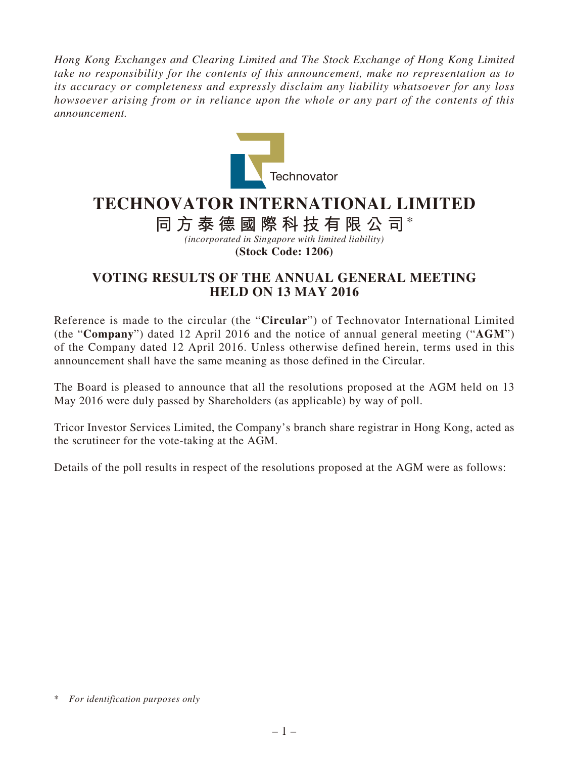*Hong Kong Exchanges and Clearing Limited and The Stock Exchange of Hong Kong Limited take no responsibility for the contents of this announcement, make no representation as to its accuracy or completeness and expressly disclaim any liability whatsoever for any loss howsoever arising from or in reliance upon the whole or any part of the contents of this announcement.*

# TECHNOVATOR INTERNATIONAL LIMITED

## 同方泰德國際科技有限公司*

*(incorporated in Singapore with limited liability)*

**(Stock Code: 1206)**

## VOTING RESULTS OF THE ANNUAL GENERAL MEETING HELD ON 13 MAY 2016

Reference is made to the circular (the "**Circular**") of Technovator International Limited (the "**Company**") dated 12 April 2016 and the notice of annual general meeting ("**AGM**") of the Company dated 12 April 2016. Unless otherwise defined herein, terms used in this announcement shall have the same meaning as those defined in the Circular.

The Board is pleased to announce that all the resolutions proposed at the AGM held on 13 May 2016 were duly passed by Shareholders (as applicable) by way of poll.

Tricor Investor Services Limited, the Company's branch share registrar in Hong Kong, acted as the scrutineer for the vote-taking at the AGM.

Details of the poll results in respect of the resolutions proposed at the AGM were as follows:

\* *For identification purposes only*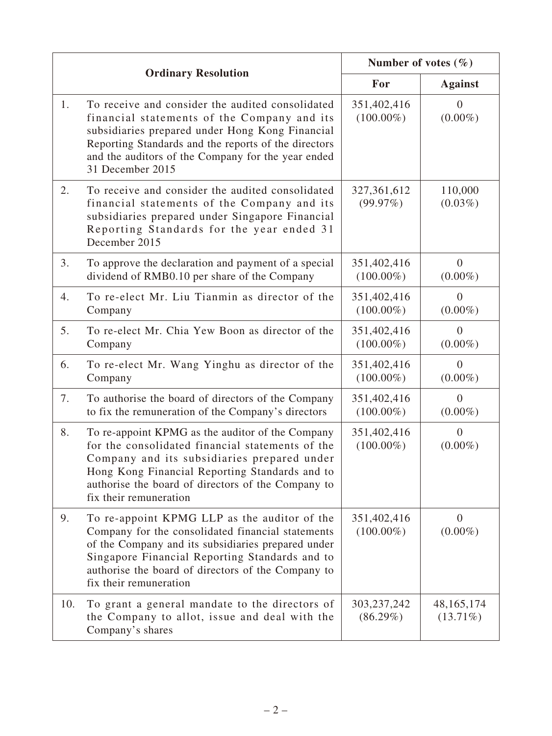| Ordinary Resolution | | Number of votes (%) | |
|---|---|---|---|
| | | For | Against |
| 1. | To receive and consider the audited consolidated financial statements of the Company and its subsidiaries prepared under Hong Kong Financial Reporting Standards and the reports of the directors and the auditors of the Company for the year ended 31 December 2015 | 351,402,416 (100.00%) | 0 (0.00%) |
| 2. | To receive and consider the audited consolidated financial statements of the Company and its subsidiaries prepared under Singapore Financial Reporting Standards for the year ended 31 December 2015 | 327,361,612 (99.97%) | 110,000 (0.03%) |
| 3. | To approve the declaration and payment of a special dividend of RMB0.10 per share of the Company | 351,402,416 (100.00%) | 0 (0.00%) |
| 4. | To re-elect Mr. Liu Tianmin as director of the Company | 351,402,416 (100.00%) | 0 (0.00%) |
| 5. | To re-elect Mr. Chia Yew Boon as director of the Company | 351,402,416 (100.00%) | 0 (0.00%) |
| 6. | To re-elect Mr. Wang Yinghu as director of the Company | 351,402,416 (100.00%) | 0 (0.00%) |
| 7. | To authorise the board of directors of the Company to fix the remuneration of the Company's directors | 351,402,416 (100.00%) | 0 (0.00%) |
| 8. | To re-appoint KPMG as the auditor of the Company for the consolidated financial statements of the Company and its subsidiaries prepared under Hong Kong Financial Reporting Standards and to authorise the board of directors of the Company to fix their remuneration | 351,402,416 (100.00%) | 0 (0.00%) |
| 9. | To re-appoint KPMG LLP as the auditor of the Company for the consolidated financial statements of the Company and its subsidiaries prepared under Singapore Financial Reporting Standards and to authorise the board of directors of the Company to fix their remuneration | 351,402,416 (100.00%) | 0 (0.00%) |
| 10. | To grant a general mandate to the directors of the Company to allot, issue and deal with the Company's shares | 303,237,242 (86.29%) | 48,165,174 (13.71%) |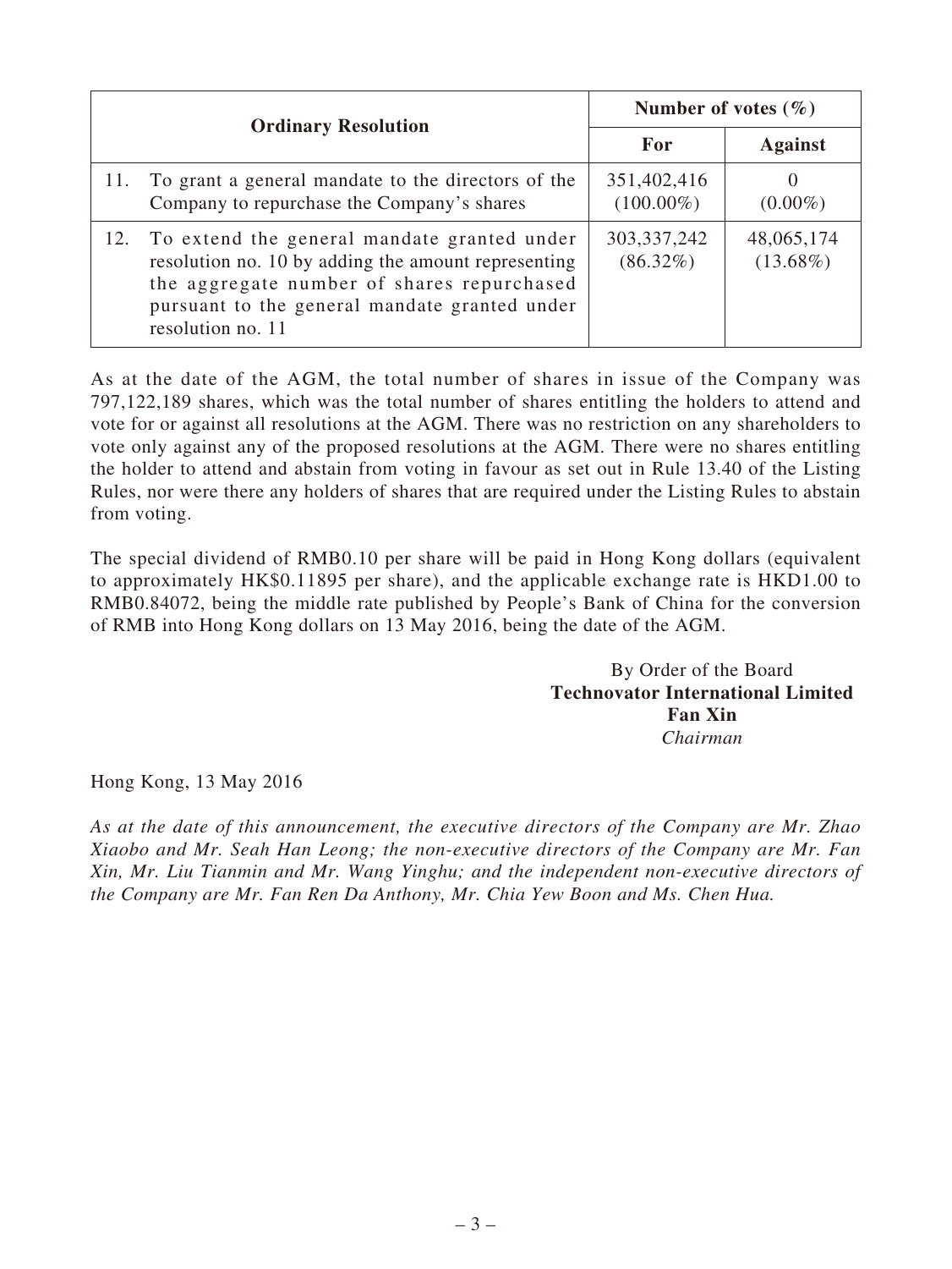| Ordinary Resolution | | Number of votes (%) | |
|---|---|---|---|
| | | For | Against |
| 11. | To grant a general mandate to the directors of the Company to repurchase the Company's shares | 351,402,416 (100.00%) | 0 (0.00%) |
| 12. | To extend the general mandate granted under resolution no. 10 by adding the amount representing the aggregate number of shares repurchased pursuant to the general mandate granted under resolution no. 11 | 303,337,242 (86.32%) | 48,065,174 (13.68%) |

As at the date of the AGM, the total number of shares in issue of the Company was 797,122,189 shares, which was the total number of shares entitling the holders to attend and vote for or against all resolutions at the AGM. There was no restriction on any shareholders to vote only against any of the proposed resolutions at the AGM. There were no shares entitling the holder to attend and abstain from voting in favour as set out in Rule 13.40 of the Listing Rules, nor were there any holders of shares that are required under the Listing Rules to abstain from voting.

The special dividend of RMB0.10 per share will be paid in Hong Kong dollars (equivalent to approximately HK$0.11895 per share), and the applicable exchange rate is HKD1.00 to RMB0.84072, being the middle rate published by People's Bank of China for the conversion of RMB into Hong Kong dollars on 13 May 2016, being the date of the AGM.

By Order of the Board
**Technovator International Limited**
**Fan Xin**
*Chairman*

Hong Kong, 13 May 2016

*As at the date of this announcement, the executive directors of the Company are Mr. Zhao Xiaobo and Mr. Seah Han Leong; the non-executive directors of the Company are Mr. Fan Xin, Mr. Liu Tianmin and Mr. Wang Yinghu; and the independent non-executive directors of the Company are Mr. Fan Ren Da Anthony, Mr. Chia Yew Boon and Ms. Chen Hua.*